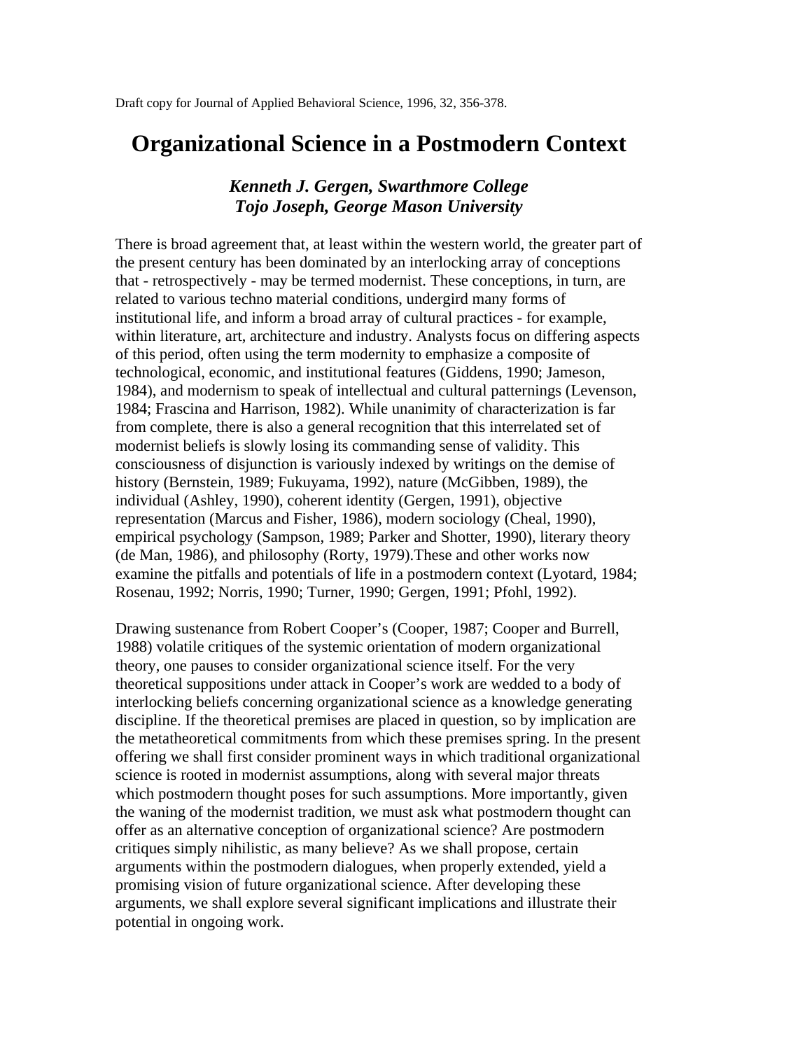Draft copy for Journal of Applied Behavioral Science, 1996, 32, 356-378.

# Organizational Science in a Postmodern Context

***Kenneth J. Gergen, Swarthmore College***
***Tojo Joseph, George Mason University***

There is broad agreement that, at least within the western world, the greater part of the present century has been dominated by an interlocking array of conceptions that - retrospectively - may be termed modernist. These conceptions, in turn, are related to various techno material conditions, undergird many forms of institutional life, and inform a broad array of cultural practices - for example, within literature, art, architecture and industry. Analysts focus on differing aspects of this period, often using the term modernity to emphasize a composite of technological, economic, and institutional features (Giddens, 1990; Jameson, 1984), and modernism to speak of intellectual and cultural patternings (Levenson, 1984; Frascina and Harrison, 1982). While unanimity of characterization is far from complete, there is also a general recognition that this interrelated set of modernist beliefs is slowly losing its commanding sense of validity. This consciousness of disjunction is variously indexed by writings on the demise of history (Bernstein, 1989; Fukuyama, 1992), nature (McGibben, 1989), the individual (Ashley, 1990), coherent identity (Gergen, 1991), objective representation (Marcus and Fisher, 1986), modern sociology (Cheal, 1990), empirical psychology (Sampson, 1989; Parker and Shotter, 1990), literary theory (de Man, 1986), and philosophy (Rorty, 1979).These and other works now examine the pitfalls and potentials of life in a postmodern context (Lyotard, 1984; Rosenau, 1992; Norris, 1990; Turner, 1990; Gergen, 1991; Pfohl, 1992).

Drawing sustenance from Robert Cooper's (Cooper, 1987; Cooper and Burrell, 1988) volatile critiques of the systemic orientation of modern organizational theory, one pauses to consider organizational science itself. For the very theoretical suppositions under attack in Cooper's work are wedded to a body of interlocking beliefs concerning organizational science as a knowledge generating discipline. If the theoretical premises are placed in question, so by implication are the metatheoretical commitments from which these premises spring. In the present offering we shall first consider prominent ways in which traditional organizational science is rooted in modernist assumptions, along with several major threats which postmodern thought poses for such assumptions. More importantly, given the waning of the modernist tradition, we must ask what postmodern thought can offer as an alternative conception of organizational science? Are postmodern critiques simply nihilistic, as many believe? As we shall propose, certain arguments within the postmodern dialogues, when properly extended, yield a promising vision of future organizational science. After developing these arguments, we shall explore several significant implications and illustrate their potential in ongoing work.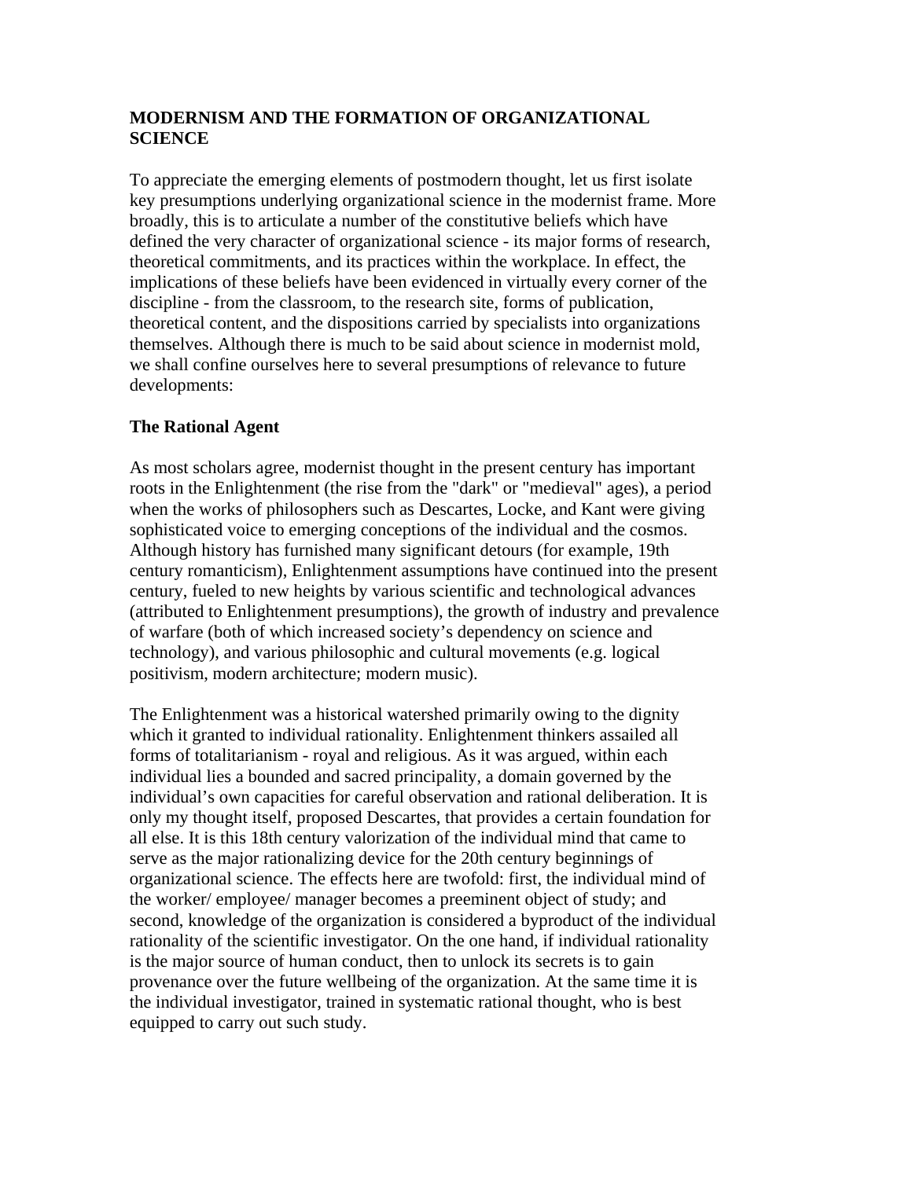## MODERNISM AND THE FORMATION OF ORGANIZATIONAL SCIENCE

To appreciate the emerging elements of postmodern thought, let us first isolate key presumptions underlying organizational science in the modernist frame. More broadly, this is to articulate a number of the constitutive beliefs which have defined the very character of organizational science - its major forms of research, theoretical commitments, and its practices within the workplace. In effect, the implications of these beliefs have been evidenced in virtually every corner of the discipline - from the classroom, to the research site, forms of publication, theoretical content, and the dispositions carried by specialists into organizations themselves. Although there is much to be said about science in modernist mold, we shall confine ourselves here to several presumptions of relevance to future developments:

### The Rational Agent

As most scholars agree, modernist thought in the present century has important roots in the Enlightenment (the rise from the "dark" or "medieval" ages), a period when the works of philosophers such as Descartes, Locke, and Kant were giving sophisticated voice to emerging conceptions of the individual and the cosmos. Although history has furnished many significant detours (for example, 19th century romanticism), Enlightenment assumptions have continued into the present century, fueled to new heights by various scientific and technological advances (attributed to Enlightenment presumptions), the growth of industry and prevalence of warfare (both of which increased society's dependency on science and technology), and various philosophic and cultural movements (e.g. logical positivism, modern architecture; modern music).

The Enlightenment was a historical watershed primarily owing to the dignity which it granted to individual rationality. Enlightenment thinkers assailed all forms of totalitarianism - royal and religious. As it was argued, within each individual lies a bounded and sacred principality, a domain governed by the individual's own capacities for careful observation and rational deliberation. It is only my thought itself, proposed Descartes, that provides a certain foundation for all else. It is this 18th century valorization of the individual mind that came to serve as the major rationalizing device for the 20th century beginnings of organizational science. The effects here are twofold: first, the individual mind of the worker/ employee/ manager becomes a preeminent object of study; and second, knowledge of the organization is considered a byproduct of the individual rationality of the scientific investigator. On the one hand, if individual rationality is the major source of human conduct, then to unlock its secrets is to gain provenance over the future wellbeing of the organization. At the same time it is the individual investigator, trained in systematic rational thought, who is best equipped to carry out such study.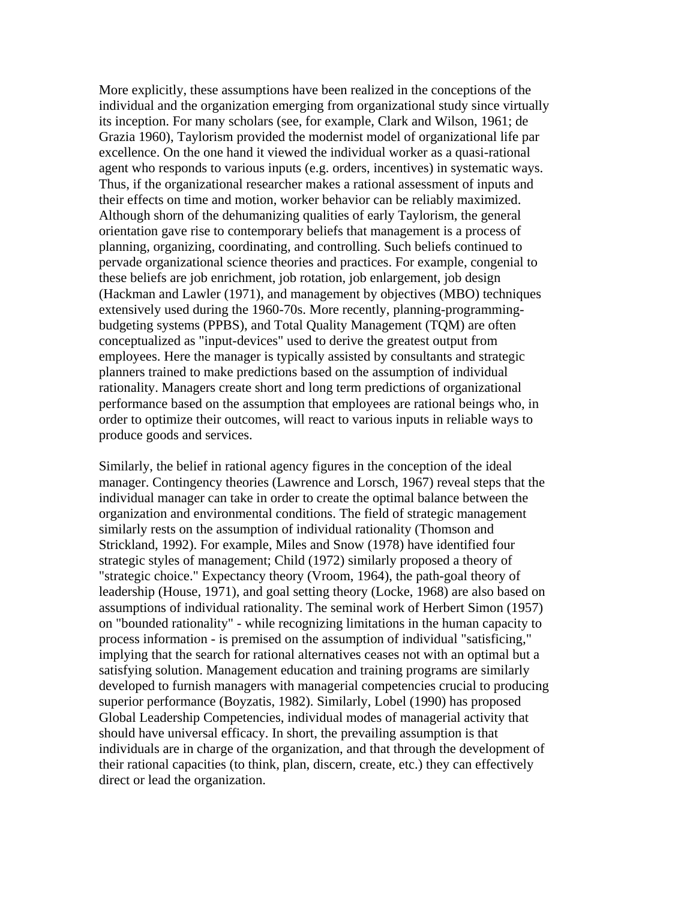More explicitly, these assumptions have been realized in the conceptions of the individual and the organization emerging from organizational study since virtually its inception. For many scholars (see, for example, Clark and Wilson, 1961; de Grazia 1960), Taylorism provided the modernist model of organizational life par excellence. On the one hand it viewed the individual worker as a quasi-rational agent who responds to various inputs (e.g. orders, incentives) in systematic ways. Thus, if the organizational researcher makes a rational assessment of inputs and their effects on time and motion, worker behavior can be reliably maximized. Although shorn of the dehumanizing qualities of early Taylorism, the general orientation gave rise to contemporary beliefs that management is a process of planning, organizing, coordinating, and controlling. Such beliefs continued to pervade organizational science theories and practices. For example, congenial to these beliefs are job enrichment, job rotation, job enlargement, job design (Hackman and Lawler (1971), and management by objectives (MBO) techniques extensively used during the 1960-70s. More recently, planning-programming-budgeting systems (PPBS), and Total Quality Management (TQM) are often conceptualized as "input-devices" used to derive the greatest output from employees. Here the manager is typically assisted by consultants and strategic planners trained to make predictions based on the assumption of individual rationality. Managers create short and long term predictions of organizational performance based on the assumption that employees are rational beings who, in order to optimize their outcomes, will react to various inputs in reliable ways to produce goods and services.

Similarly, the belief in rational agency figures in the conception of the ideal manager. Contingency theories (Lawrence and Lorsch, 1967) reveal steps that the individual manager can take in order to create the optimal balance between the organization and environmental conditions. The field of strategic management similarly rests on the assumption of individual rationality (Thomson and Strickland, 1992). For example, Miles and Snow (1978) have identified four strategic styles of management; Child (1972) similarly proposed a theory of "strategic choice." Expectancy theory (Vroom, 1964), the path-goal theory of leadership (House, 1971), and goal setting theory (Locke, 1968) are also based on assumptions of individual rationality. The seminal work of Herbert Simon (1957) on "bounded rationality" - while recognizing limitations in the human capacity to process information - is premised on the assumption of individual "satisficing," implying that the search for rational alternatives ceases not with an optimal but a satisfying solution. Management education and training programs are similarly developed to furnish managers with managerial competencies crucial to producing superior performance (Boyzatis, 1982). Similarly, Lobel (1990) has proposed Global Leadership Competencies, individual modes of managerial activity that should have universal efficacy. In short, the prevailing assumption is that individuals are in charge of the organization, and that through the development of their rational capacities (to think, plan, discern, create, etc.) they can effectively direct or lead the organization.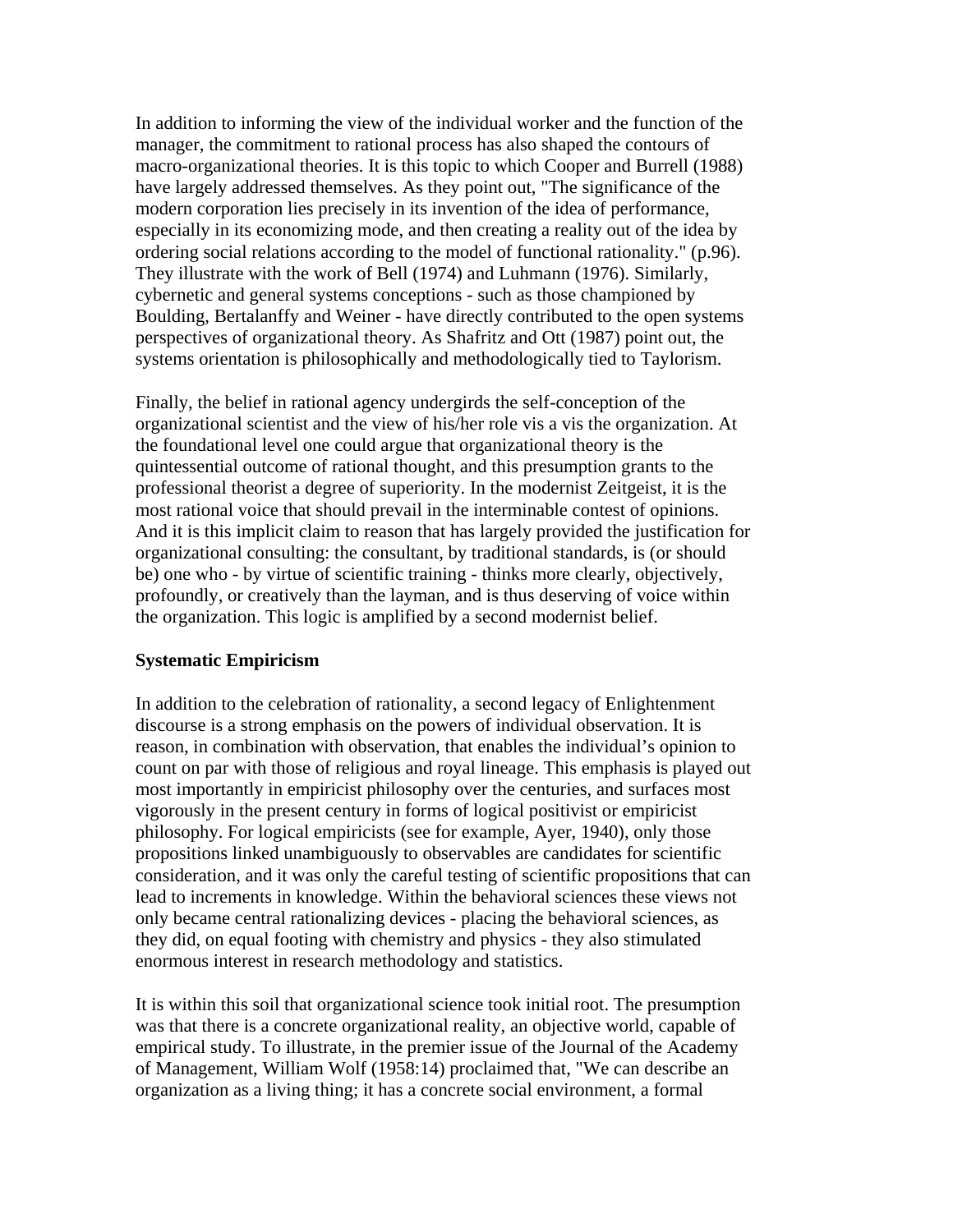In addition to informing the view of the individual worker and the function of the manager, the commitment to rational process has also shaped the contours of macro-organizational theories. It is this topic to which Cooper and Burrell (1988) have largely addressed themselves. As they point out, "The significance of the modern corporation lies precisely in its invention of the idea of performance, especially in its economizing mode, and then creating a reality out of the idea by ordering social relations according to the model of functional rationality." (p.96). They illustrate with the work of Bell (1974) and Luhmann (1976). Similarly, cybernetic and general systems conceptions - such as those championed by Boulding, Bertalanffy and Weiner - have directly contributed to the open systems perspectives of organizational theory. As Shafritz and Ott (1987) point out, the systems orientation is philosophically and methodologically tied to Taylorism.

Finally, the belief in rational agency undergirds the self-conception of the organizational scientist and the view of his/her role vis a vis the organization. At the foundational level one could argue that organizational theory is the quintessential outcome of rational thought, and this presumption grants to the professional theorist a degree of superiority. In the modernist Zeitgeist, it is the most rational voice that should prevail in the interminable contest of opinions. And it is this implicit claim to reason that has largely provided the justification for organizational consulting: the consultant, by traditional standards, is (or should be) one who - by virtue of scientific training - thinks more clearly, objectively, profoundly, or creatively than the layman, and is thus deserving of voice within the organization. This logic is amplified by a second modernist belief.

**Systematic Empiricism**

In addition to the celebration of rationality, a second legacy of Enlightenment discourse is a strong emphasis on the powers of individual observation. It is reason, in combination with observation, that enables the individual's opinion to count on par with those of religious and royal lineage. This emphasis is played out most importantly in empiricist philosophy over the centuries, and surfaces most vigorously in the present century in forms of logical positivist or empiricist philosophy. For logical empiricists (see for example, Ayer, 1940), only those propositions linked unambiguously to observables are candidates for scientific consideration, and it was only the careful testing of scientific propositions that can lead to increments in knowledge. Within the behavioral sciences these views not only became central rationalizing devices - placing the behavioral sciences, as they did, on equal footing with chemistry and physics - they also stimulated enormous interest in research methodology and statistics.

It is within this soil that organizational science took initial root. The presumption was that there is a concrete organizational reality, an objective world, capable of empirical study. To illustrate, in the premier issue of the Journal of the Academy of Management, William Wolf (1958:14) proclaimed that, "We can describe an organization as a living thing; it has a concrete social environment, a formal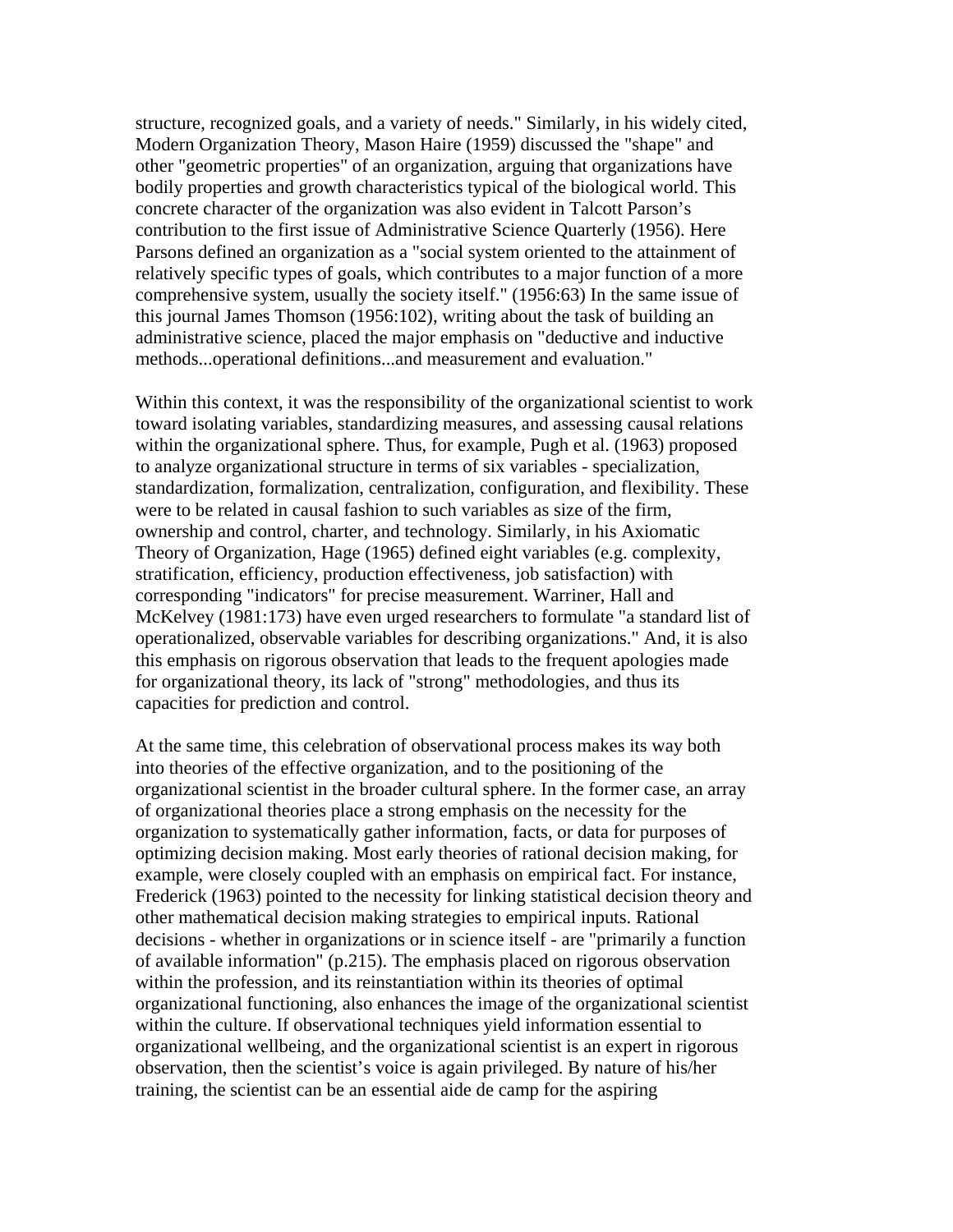structure, recognized goals, and a variety of needs." Similarly, in his widely cited, Modern Organization Theory, Mason Haire (1959) discussed the "shape" and other "geometric properties" of an organization, arguing that organizations have bodily properties and growth characteristics typical of the biological world. This concrete character of the organization was also evident in Talcott Parson's contribution to the first issue of Administrative Science Quarterly (1956). Here Parsons defined an organization as a "social system oriented to the attainment of relatively specific types of goals, which contributes to a major function of a more comprehensive system, usually the society itself." (1956:63) In the same issue of this journal James Thomson (1956:102), writing about the task of building an administrative science, placed the major emphasis on "deductive and inductive methods...operational definitions...and measurement and evaluation."

Within this context, it was the responsibility of the organizational scientist to work toward isolating variables, standardizing measures, and assessing causal relations within the organizational sphere. Thus, for example, Pugh et al. (1963) proposed to analyze organizational structure in terms of six variables - specialization, standardization, formalization, centralization, configuration, and flexibility. These were to be related in causal fashion to such variables as size of the firm, ownership and control, charter, and technology. Similarly, in his Axiomatic Theory of Organization, Hage (1965) defined eight variables (e.g. complexity, stratification, efficiency, production effectiveness, job satisfaction) with corresponding "indicators" for precise measurement. Warriner, Hall and McKelvey (1981:173) have even urged researchers to formulate "a standard list of operationalized, observable variables for describing organizations." And, it is also this emphasis on rigorous observation that leads to the frequent apologies made for organizational theory, its lack of "strong" methodologies, and thus its capacities for prediction and control.

At the same time, this celebration of observational process makes its way both into theories of the effective organization, and to the positioning of the organizational scientist in the broader cultural sphere. In the former case, an array of organizational theories place a strong emphasis on the necessity for the organization to systematically gather information, facts, or data for purposes of optimizing decision making. Most early theories of rational decision making, for example, were closely coupled with an emphasis on empirical fact. For instance, Frederick (1963) pointed to the necessity for linking statistical decision theory and other mathematical decision making strategies to empirical inputs. Rational decisions - whether in organizations or in science itself - are "primarily a function of available information" (p.215). The emphasis placed on rigorous observation within the profession, and its reinstantiation within its theories of optimal organizational functioning, also enhances the image of the organizational scientist within the culture. If observational techniques yield information essential to organizational wellbeing, and the organizational scientist is an expert in rigorous observation, then the scientist's voice is again privileged. By nature of his/her training, the scientist can be an essential aide de camp for the aspiring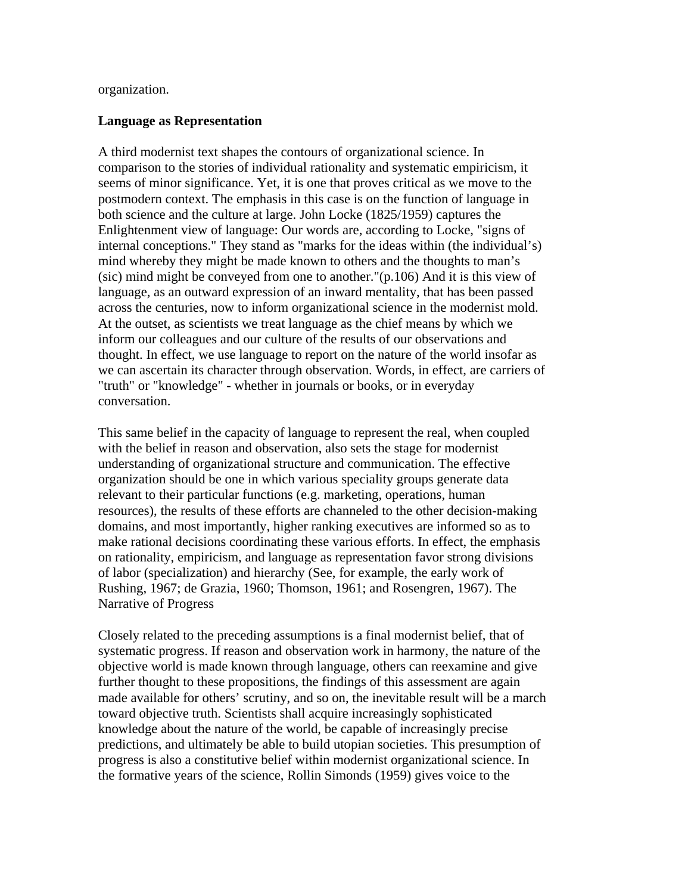organization.

**Language as Representation**

A third modernist text shapes the contours of organizational science. In comparison to the stories of individual rationality and systematic empiricism, it seems of minor significance. Yet, it is one that proves critical as we move to the postmodern context. The emphasis in this case is on the function of language in both science and the culture at large. John Locke (1825/1959) captures the Enlightenment view of language: Our words are, according to Locke, "signs of internal conceptions." They stand as "marks for the ideas within (the individual's) mind whereby they might be made known to others and the thoughts to man's (sic) mind might be conveyed from one to another."(p.106) And it is this view of language, as an outward expression of an inward mentality, that has been passed across the centuries, now to inform organizational science in the modernist mold. At the outset, as scientists we treat language as the chief means by which we inform our colleagues and our culture of the results of our observations and thought. In effect, we use language to report on the nature of the world insofar as we can ascertain its character through observation. Words, in effect, are carriers of "truth" or "knowledge" - whether in journals or books, or in everyday conversation.

This same belief in the capacity of language to represent the real, when coupled with the belief in reason and observation, also sets the stage for modernist understanding of organizational structure and communication. The effective organization should be one in which various speciality groups generate data relevant to their particular functions (e.g. marketing, operations, human resources), the results of these efforts are channeled to the other decision-making domains, and most importantly, higher ranking executives are informed so as to make rational decisions coordinating these various efforts. In effect, the emphasis on rationality, empiricism, and language as representation favor strong divisions of labor (specialization) and hierarchy (See, for example, the early work of Rushing, 1967; de Grazia, 1960; Thomson, 1961; and Rosengren, 1967). The Narrative of Progress

Closely related to the preceding assumptions is a final modernist belief, that of systematic progress. If reason and observation work in harmony, the nature of the objective world is made known through language, others can reexamine and give further thought to these propositions, the findings of this assessment are again made available for others' scrutiny, and so on, the inevitable result will be a march toward objective truth. Scientists shall acquire increasingly sophisticated knowledge about the nature of the world, be capable of increasingly precise predictions, and ultimately be able to build utopian societies. This presumption of progress is also a constitutive belief within modernist organizational science. In the formative years of the science, Rollin Simonds (1959) gives voice to the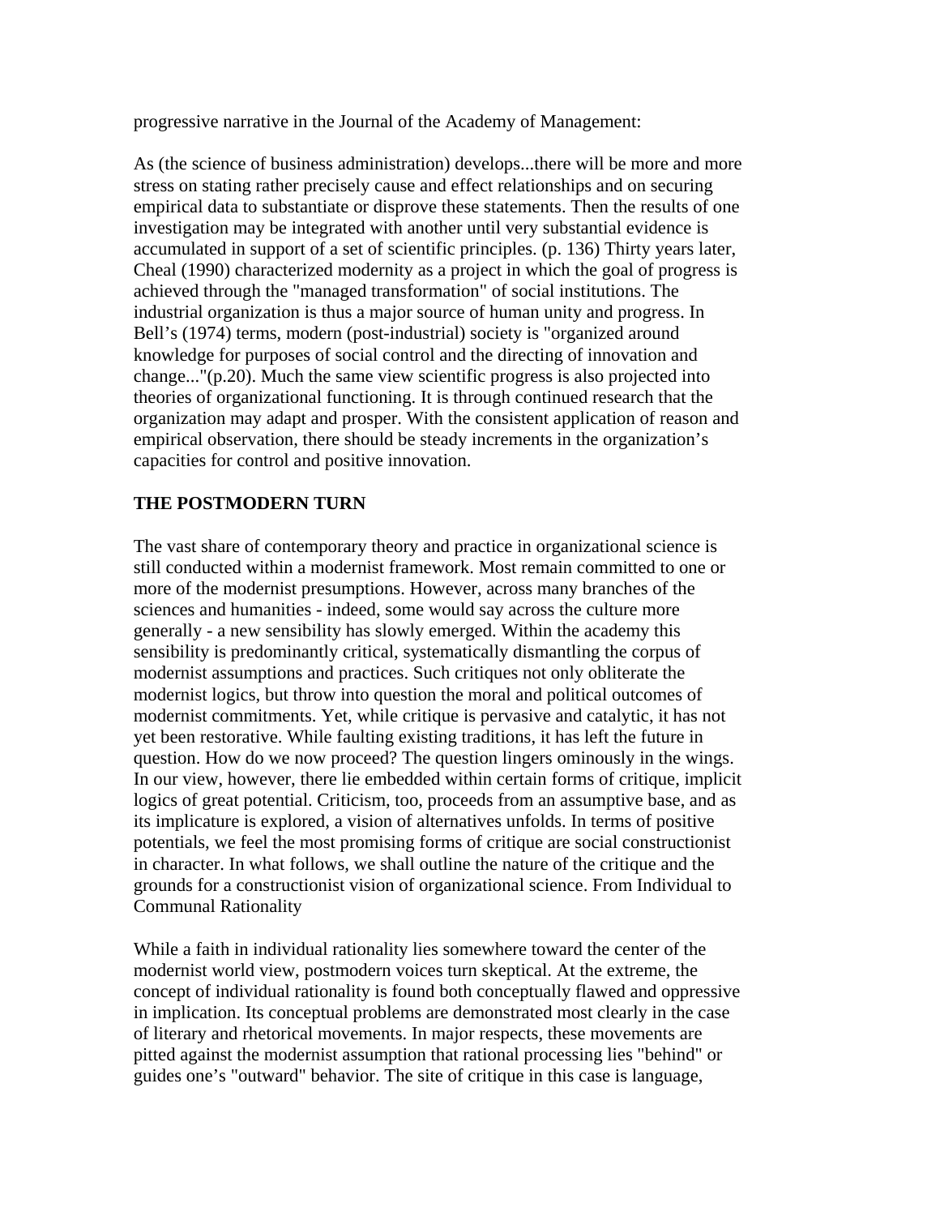progressive narrative in the Journal of the Academy of Management:

As (the science of business administration) develops...there will be more and more stress on stating rather precisely cause and effect relationships and on securing empirical data to substantiate or disprove these statements. Then the results of one investigation may be integrated with another until very substantial evidence is accumulated in support of a set of scientific principles. (p. 136) Thirty years later, Cheal (1990) characterized modernity as a project in which the goal of progress is achieved through the "managed transformation" of social institutions. The industrial organization is thus a major source of human unity and progress. In Bell's (1974) terms, modern (post-industrial) society is "organized around knowledge for purposes of social control and the directing of innovation and change..."(p.20). Much the same view scientific progress is also projected into theories of organizational functioning. It is through continued research that the organization may adapt and prosper. With the consistent application of reason and empirical observation, there should be steady increments in the organization's capacities for control and positive innovation.

## THE POSTMODERN TURN

The vast share of contemporary theory and practice in organizational science is still conducted within a modernist framework. Most remain committed to one or more of the modernist presumptions. However, across many branches of the sciences and humanities - indeed, some would say across the culture more generally - a new sensibility has slowly emerged. Within the academy this sensibility is predominantly critical, systematically dismantling the corpus of modernist assumptions and practices. Such critiques not only obliterate the modernist logics, but throw into question the moral and political outcomes of modernist commitments. Yet, while critique is pervasive and catalytic, it has not yet been restorative. While faulting existing traditions, it has left the future in question. How do we now proceed? The question lingers ominously in the wings. In our view, however, there lie embedded within certain forms of critique, implicit logics of great potential. Criticism, too, proceeds from an assumptive base, and as its implicature is explored, a vision of alternatives unfolds. In terms of positive potentials, we feel the most promising forms of critique are social constructionist in character. In what follows, we shall outline the nature of the critique and the grounds for a constructionist vision of organizational science. From Individual to Communal Rationality

While a faith in individual rationality lies somewhere toward the center of the modernist world view, postmodern voices turn skeptical. At the extreme, the concept of individual rationality is found both conceptually flawed and oppressive in implication. Its conceptual problems are demonstrated most clearly in the case of literary and rhetorical movements. In major respects, these movements are pitted against the modernist assumption that rational processing lies "behind" or guides one's "outward" behavior. The site of critique in this case is language,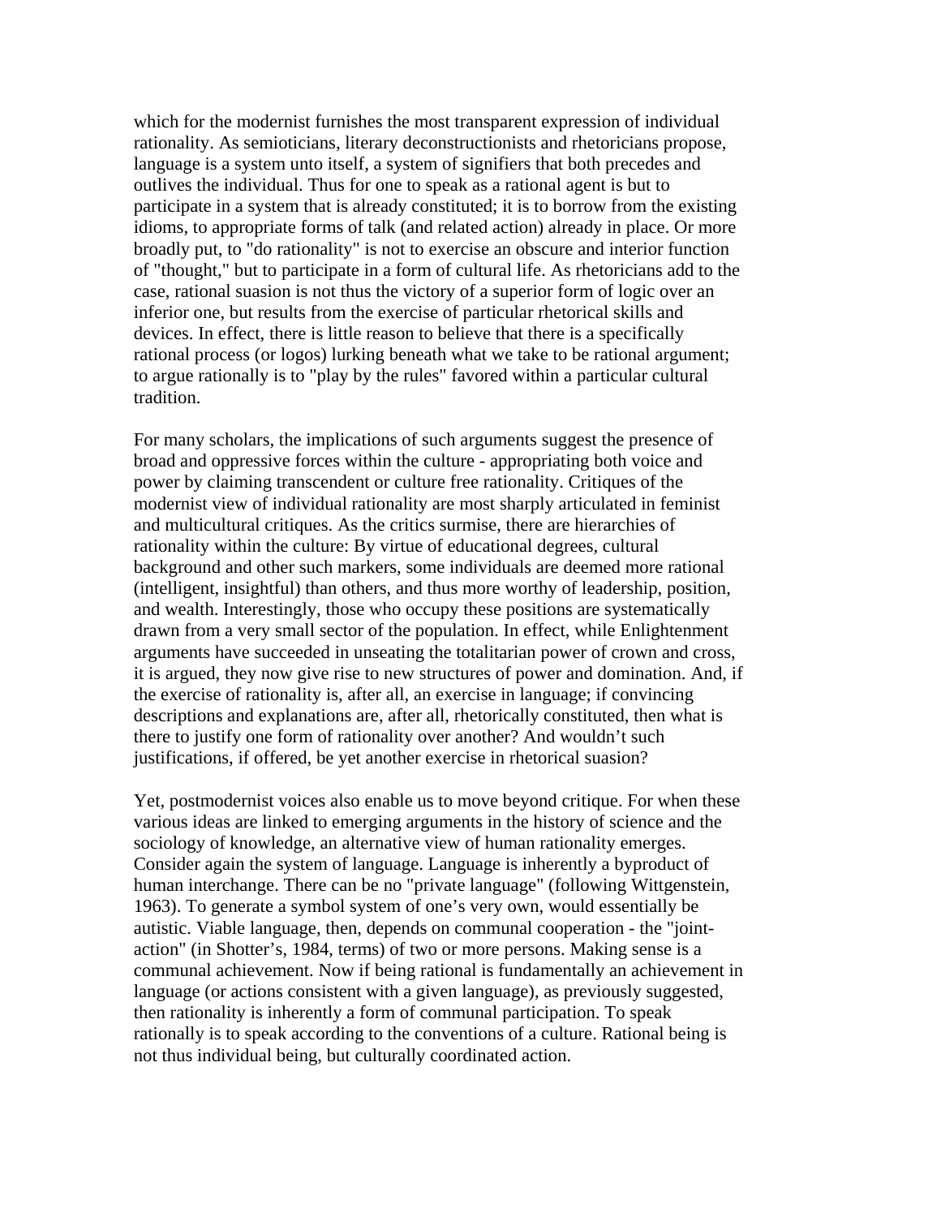which for the modernist furnishes the most transparent expression of individual rationality. As semioticians, literary deconstructionists and rhetoricians propose, language is a system unto itself, a system of signifiers that both precedes and outlives the individual. Thus for one to speak as a rational agent is but to participate in a system that is already constituted; it is to borrow from the existing idioms, to appropriate forms of talk (and related action) already in place. Or more broadly put, to "do rationality" is not to exercise an obscure and interior function of "thought," but to participate in a form of cultural life. As rhetoricians add to the case, rational suasion is not thus the victory of a superior form of logic over an inferior one, but results from the exercise of particular rhetorical skills and devices. In effect, there is little reason to believe that there is a specifically rational process (or logos) lurking beneath what we take to be rational argument; to argue rationally is to "play by the rules" favored within a particular cultural tradition.

For many scholars, the implications of such arguments suggest the presence of broad and oppressive forces within the culture - appropriating both voice and power by claiming transcendent or culture free rationality. Critiques of the modernist view of individual rationality are most sharply articulated in feminist and multicultural critiques. As the critics surmise, there are hierarchies of rationality within the culture: By virtue of educational degrees, cultural background and other such markers, some individuals are deemed more rational (intelligent, insightful) than others, and thus more worthy of leadership, position, and wealth. Interestingly, those who occupy these positions are systematically drawn from a very small sector of the population. In effect, while Enlightenment arguments have succeeded in unseating the totalitarian power of crown and cross, it is argued, they now give rise to new structures of power and domination. And, if the exercise of rationality is, after all, an exercise in language; if convincing descriptions and explanations are, after all, rhetorically constituted, then what is there to justify one form of rationality over another? And wouldn't such justifications, if offered, be yet another exercise in rhetorical suasion?

Yet, postmodernist voices also enable us to move beyond critique. For when these various ideas are linked to emerging arguments in the history of science and the sociology of knowledge, an alternative view of human rationality emerges. Consider again the system of language. Language is inherently a byproduct of human interchange. There can be no "private language" (following Wittgenstein, 1963). To generate a symbol system of one's very own, would essentially be autistic. Viable language, then, depends on communal cooperation - the "joint-action" (in Shotter's, 1984, terms) of two or more persons. Making sense is a communal achievement. Now if being rational is fundamentally an achievement in language (or actions consistent with a given language), as previously suggested, then rationality is inherently a form of communal participation. To speak rationally is to speak according to the conventions of a culture. Rational being is not thus individual being, but culturally coordinated action.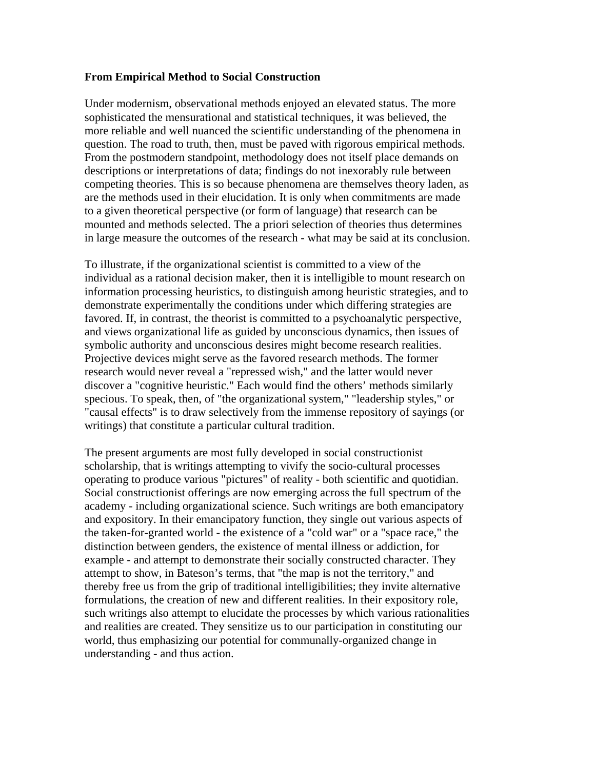**From Empirical Method to Social Construction**

Under modernism, observational methods enjoyed an elevated status. The more sophisticated the mensurational and statistical techniques, it was believed, the more reliable and well nuanced the scientific understanding of the phenomena in question. The road to truth, then, must be paved with rigorous empirical methods. From the postmodern standpoint, methodology does not itself place demands on descriptions or interpretations of data; findings do not inexorably rule between competing theories. This is so because phenomena are themselves theory laden, as are the methods used in their elucidation. It is only when commitments are made to a given theoretical perspective (or form of language) that research can be mounted and methods selected. The a priori selection of theories thus determines in large measure the outcomes of the research - what may be said at its conclusion.

To illustrate, if the organizational scientist is committed to a view of the individual as a rational decision maker, then it is intelligible to mount research on information processing heuristics, to distinguish among heuristic strategies, and to demonstrate experimentally the conditions under which differing strategies are favored. If, in contrast, the theorist is committed to a psychoanalytic perspective, and views organizational life as guided by unconscious dynamics, then issues of symbolic authority and unconscious desires might become research realities. Projective devices might serve as the favored research methods. The former research would never reveal a "repressed wish," and the latter would never discover a "cognitive heuristic." Each would find the others' methods similarly specious. To speak, then, of "the organizational system," "leadership styles," or "causal effects" is to draw selectively from the immense repository of sayings (or writings) that constitute a particular cultural tradition.

The present arguments are most fully developed in social constructionist scholarship, that is writings attempting to vivify the socio-cultural processes operating to produce various "pictures" of reality - both scientific and quotidian. Social constructionist offerings are now emerging across the full spectrum of the academy - including organizational science. Such writings are both emancipatory and expository. In their emancipatory function, they single out various aspects of the taken-for-granted world - the existence of a "cold war" or a "space race," the distinction between genders, the existence of mental illness or addiction, for example - and attempt to demonstrate their socially constructed character. They attempt to show, in Bateson's terms, that "the map is not the territory," and thereby free us from the grip of traditional intelligibilities; they invite alternative formulations, the creation of new and different realities. In their expository role, such writings also attempt to elucidate the processes by which various rationalities and realities are created. They sensitize us to our participation in constituting our world, thus emphasizing our potential for communally-organized change in understanding - and thus action.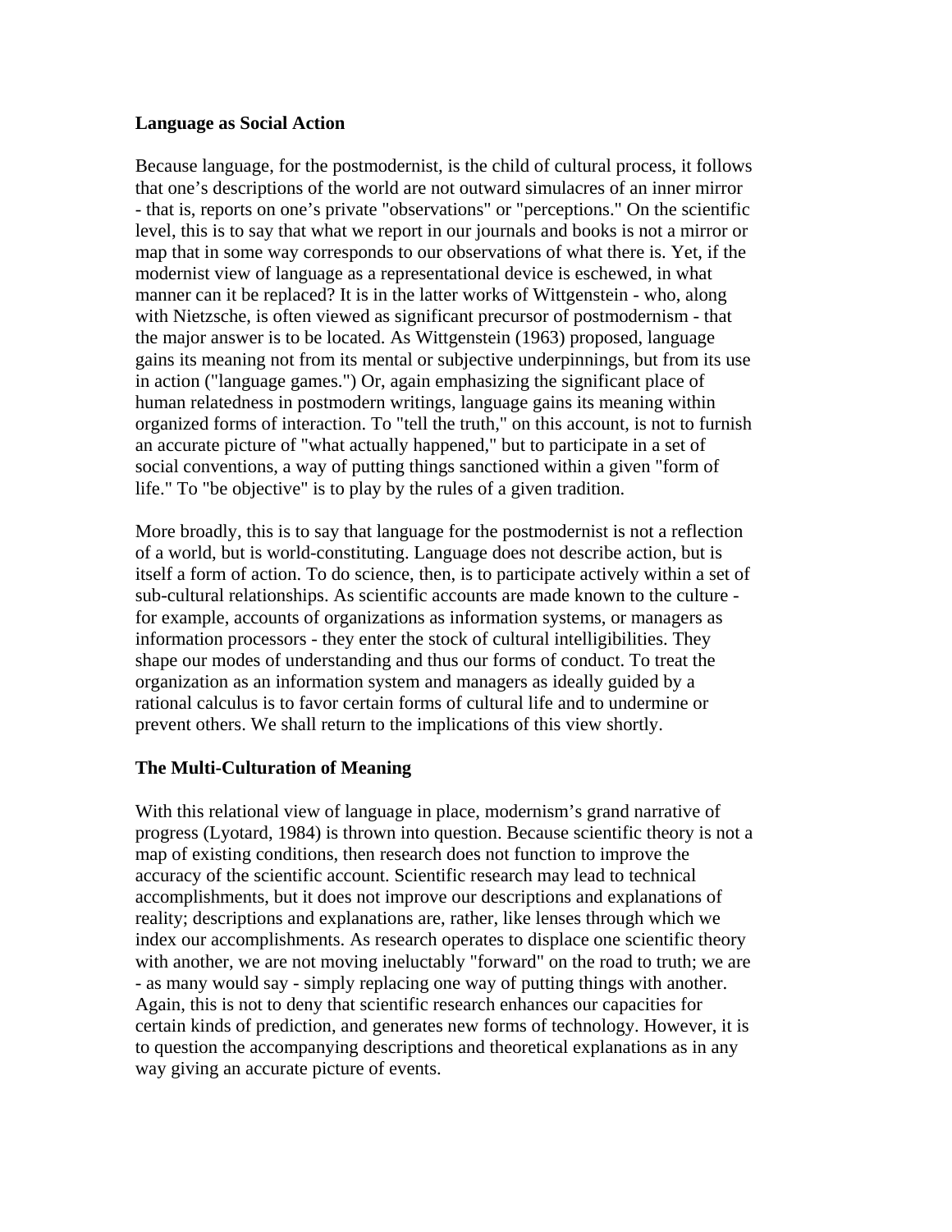### Language as Social Action

Because language, for the postmodernist, is the child of cultural process, it follows that one’s descriptions of the world are not outward simulacres of an inner mirror - that is, reports on one’s private "observations" or "perceptions." On the scientific level, this is to say that what we report in our journals and books is not a mirror or map that in some way corresponds to our observations of what there is. Yet, if the modernist view of language as a representational device is eschewed, in what manner can it be replaced? It is in the latter works of Wittgenstein - who, along with Nietzsche, is often viewed as significant precursor of postmodernism - that the major answer is to be located. As Wittgenstein (1963) proposed, language gains its meaning not from its mental or subjective underpinnings, but from its use in action ("language games.") Or, again emphasizing the significant place of human relatedness in postmodern writings, language gains its meaning within organized forms of interaction. To "tell the truth," on this account, is not to furnish an accurate picture of "what actually happened," but to participate in a set of social conventions, a way of putting things sanctioned within a given "form of life." To "be objective" is to play by the rules of a given tradition.

More broadly, this is to say that language for the postmodernist is not a reflection of a world, but is world-constituting. Language does not describe action, but is itself a form of action. To do science, then, is to participate actively within a set of sub-cultural relationships. As scientific accounts are made known to the culture - for example, accounts of organizations as information systems, or managers as information processors - they enter the stock of cultural intelligibilities. They shape our modes of understanding and thus our forms of conduct. To treat the organization as an information system and managers as ideally guided by a rational calculus is to favor certain forms of cultural life and to undermine or prevent others. We shall return to the implications of this view shortly.

### The Multi-Culturation of Meaning

With this relational view of language in place, modernism’s grand narrative of progress (Lyotard, 1984) is thrown into question. Because scientific theory is not a map of existing conditions, then research does not function to improve the accuracy of the scientific account. Scientific research may lead to technical accomplishments, but it does not improve our descriptions and explanations of reality; descriptions and explanations are, rather, like lenses through which we index our accomplishments. As research operates to displace one scientific theory with another, we are not moving ineluctably "forward" on the road to truth; we are - as many would say - simply replacing one way of putting things with another. Again, this is not to deny that scientific research enhances our capacities for certain kinds of prediction, and generates new forms of technology. However, it is to question the accompanying descriptions and theoretical explanations as in any way giving an accurate picture of events.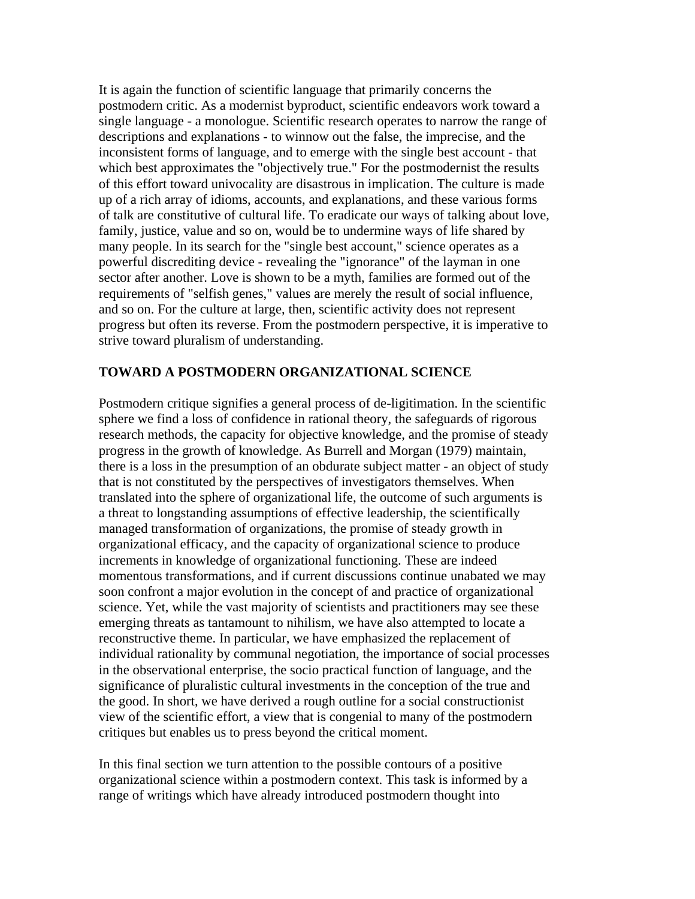It is again the function of scientific language that primarily concerns the postmodern critic. As a modernist byproduct, scientific endeavors work toward a single language - a monologue. Scientific research operates to narrow the range of descriptions and explanations - to winnow out the false, the imprecise, and the inconsistent forms of language, and to emerge with the single best account - that which best approximates the "objectively true." For the postmodernist the results of this effort toward univocality are disastrous in implication. The culture is made up of a rich array of idioms, accounts, and explanations, and these various forms of talk are constitutive of cultural life. To eradicate our ways of talking about love, family, justice, value and so on, would be to undermine ways of life shared by many people. In its search for the "single best account," science operates as a powerful discrediting device - revealing the "ignorance" of the layman in one sector after another. Love is shown to be a myth, families are formed out of the requirements of "selfish genes," values are merely the result of social influence, and so on. For the culture at large, then, scientific activity does not represent progress but often its reverse. From the postmodern perspective, it is imperative to strive toward pluralism of understanding.

## TOWARD A POSTMODERN ORGANIZATIONAL SCIENCE

Postmodern critique signifies a general process of de-legitimation. In the scientific sphere we find a loss of confidence in rational theory, the safeguards of rigorous research methods, the capacity for objective knowledge, and the promise of steady progress in the growth of knowledge. As Burrell and Morgan (1979) maintain, there is a loss in the presumption of an obdurate subject matter - an object of study that is not constituted by the perspectives of investigators themselves. When translated into the sphere of organizational life, the outcome of such arguments is a threat to longstanding assumptions of effective leadership, the scientifically managed transformation of organizations, the promise of steady growth in organizational efficacy, and the capacity of organizational science to produce increments in knowledge of organizational functioning. These are indeed momentous transformations, and if current discussions continue unabated we may soon confront a major evolution in the concept of and practice of organizational science. Yet, while the vast majority of scientists and practitioners may see these emerging threats as tantamount to nihilism, we have also attempted to locate a reconstructive theme. In particular, we have emphasized the replacement of individual rationality by communal negotiation, the importance of social processes in the observational enterprise, the socio practical function of language, and the significance of pluralistic cultural investments in the conception of the true and the good. In short, we have derived a rough outline for a social constructionist view of the scientific effort, a view that is congenial to many of the postmodern critiques but enables us to press beyond the critical moment.

In this final section we turn attention to the possible contours of a positive organizational science within a postmodern context. This task is informed by a range of writings which have already introduced postmodern thought into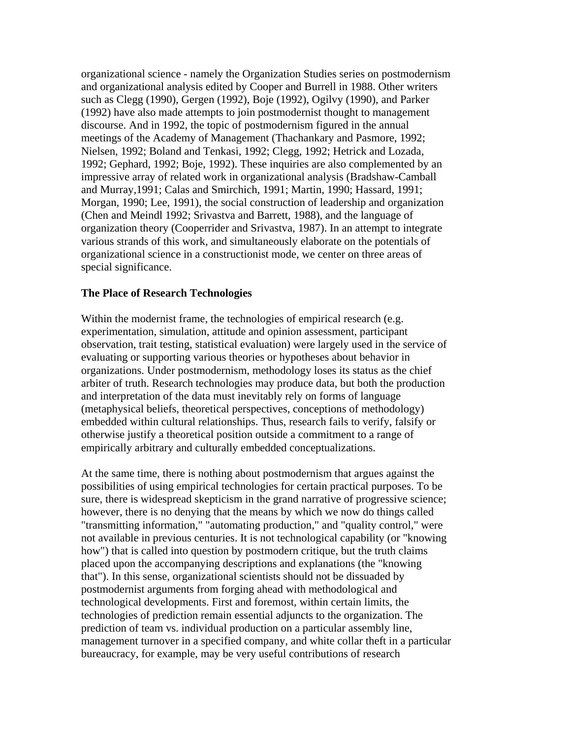organizational science - namely the Organization Studies series on postmodernism and organizational analysis edited by Cooper and Burrell in 1988. Other writers such as Clegg (1990), Gergen (1992), Boje (1992), Ogilvy (1990), and Parker (1992) have also made attempts to join postmodernist thought to management discourse. And in 1992, the topic of postmodernism figured in the annual meetings of the Academy of Management (Thachankary and Pasmore, 1992; Nielsen, 1992; Boland and Tenkasi, 1992; Clegg, 1992; Hetrick and Lozada, 1992; Gephard, 1992; Boje, 1992). These inquiries are also complemented by an impressive array of related work in organizational analysis (Bradshaw-Camball and Murray,1991; Calas and Smirchich, 1991; Martin, 1990; Hassard, 1991; Morgan, 1990; Lee, 1991), the social construction of leadership and organization (Chen and Meindl 1992; Srivastva and Barrett, 1988), and the language of organization theory (Cooperrider and Srivastva, 1987). In an attempt to integrate various strands of this work, and simultaneously elaborate on the potentials of organizational science in a constructionist mode, we center on three areas of special significance.

### The Place of Research Technologies

Within the modernist frame, the technologies of empirical research (e.g. experimentation, simulation, attitude and opinion assessment, participant observation, trait testing, statistical evaluation) were largely used in the service of evaluating or supporting various theories or hypotheses about behavior in organizations. Under postmodernism, methodology loses its status as the chief arbiter of truth. Research technologies may produce data, but both the production and interpretation of the data must inevitably rely on forms of language (metaphysical beliefs, theoretical perspectives, conceptions of methodology) embedded within cultural relationships. Thus, research fails to verify, falsify or otherwise justify a theoretical position outside a commitment to a range of empirically arbitrary and culturally embedded conceptualizations.

At the same time, there is nothing about postmodernism that argues against the possibilities of using empirical technologies for certain practical purposes. To be sure, there is widespread skepticism in the grand narrative of progressive science; however, there is no denying that the means by which we now do things called "transmitting information," "automating production," and "quality control," were not available in previous centuries. It is not technological capability (or "knowing how") that is called into question by postmodern critique, but the truth claims placed upon the accompanying descriptions and explanations (the "knowing that"). In this sense, organizational scientists should not be dissuaded by postmodernist arguments from forging ahead with methodological and technological developments. First and foremost, within certain limits, the technologies of prediction remain essential adjuncts to the organization. The prediction of team vs. individual production on a particular assembly line, management turnover in a specified company, and white collar theft in a particular bureaucracy, for example, may be very useful contributions of research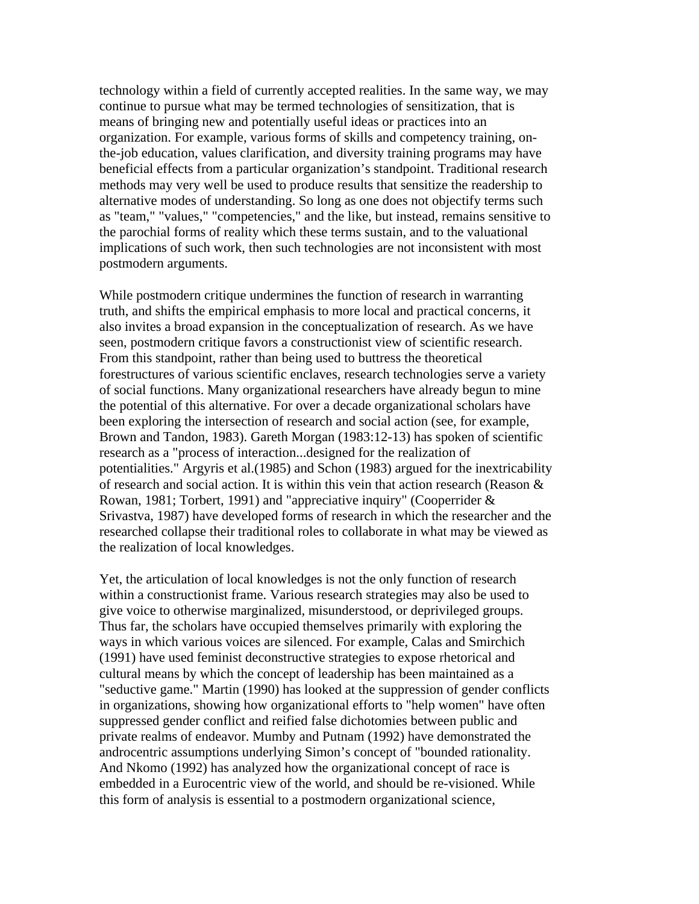technology within a field of currently accepted realities. In the same way, we may continue to pursue what may be termed technologies of sensitization, that is means of bringing new and potentially useful ideas or practices into an organization. For example, various forms of skills and competency training, on-the-job education, values clarification, and diversity training programs may have beneficial effects from a particular organization's standpoint. Traditional research methods may very well be used to produce results that sensitize the readership to alternative modes of understanding. So long as one does not objectify terms such as "team," "values," "competencies," and the like, but instead, remains sensitive to the parochial forms of reality which these terms sustain, and to the valuational implications of such work, then such technologies are not inconsistent with most postmodern arguments.

While postmodern critique undermines the function of research in warranting truth, and shifts the empirical emphasis to more local and practical concerns, it also invites a broad expansion in the conceptualization of research. As we have seen, postmodern critique favors a constructionist view of scientific research. From this standpoint, rather than being used to buttress the theoretical forestructures of various scientific enclaves, research technologies serve a variety of social functions. Many organizational researchers have already begun to mine the potential of this alternative. For over a decade organizational scholars have been exploring the intersection of research and social action (see, for example, Brown and Tandon, 1983). Gareth Morgan (1983:12-13) has spoken of scientific research as a "process of interaction...designed for the realization of potentialities." Argyris et al.(1985) and Schon (1983) argued for the inextricability of research and social action. It is within this vein that action research (Reason & Rowan, 1981; Torbert, 1991) and "appreciative inquiry" (Cooperrider & Srivastva, 1987) have developed forms of research in which the researcher and the researched collapse their traditional roles to collaborate in what may be viewed as the realization of local knowledges.

Yet, the articulation of local knowledges is not the only function of research within a constructionist frame. Various research strategies may also be used to give voice to otherwise marginalized, misunderstood, or deprivileged groups. Thus far, the scholars have occupied themselves primarily with exploring the ways in which various voices are silenced. For example, Calas and Smirchich (1991) have used feminist deconstructive strategies to expose rhetorical and cultural means by which the concept of leadership has been maintained as a "seductive game." Martin (1990) has looked at the suppression of gender conflicts in organizations, showing how organizational efforts to "help women" have often suppressed gender conflict and reified false dichotomies between public and private realms of endeavor. Mumby and Putnam (1992) have demonstrated the androcentric assumptions underlying Simon's concept of "bounded rationality. And Nkomo (1992) has analyzed how the organizational concept of race is embedded in a Eurocentric view of the world, and should be re-visioned. While this form of analysis is essential to a postmodern organizational science,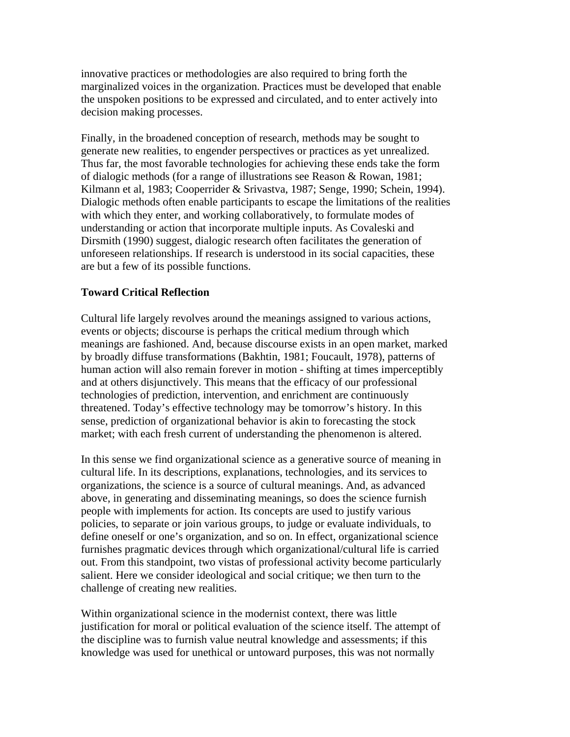innovative practices or methodologies are also required to bring forth the marginalized voices in the organization. Practices must be developed that enable the unspoken positions to be expressed and circulated, and to enter actively into decision making processes.

Finally, in the broadened conception of research, methods may be sought to generate new realities, to engender perspectives or practices as yet unrealized. Thus far, the most favorable technologies for achieving these ends take the form of dialogic methods (for a range of illustrations see Reason & Rowan, 1981; Kilmann et al, 1983; Cooperrider & Srivastva, 1987; Senge, 1990; Schein, 1994). Dialogic methods often enable participants to escape the limitations of the realities with which they enter, and working collaboratively, to formulate modes of understanding or action that incorporate multiple inputs. As Covaleski and Dirsmith (1990) suggest, dialogic research often facilitates the generation of unforeseen relationships. If research is understood in its social capacities, these are but a few of its possible functions.

**Toward Critical Reflection**

Cultural life largely revolves around the meanings assigned to various actions, events or objects; discourse is perhaps the critical medium through which meanings are fashioned. And, because discourse exists in an open market, marked by broadly diffuse transformations (Bakhtin, 1981; Foucault, 1978), patterns of human action will also remain forever in motion - shifting at times imperceptibly and at others disjunctively. This means that the efficacy of our professional technologies of prediction, intervention, and enrichment are continuously threatened. Today's effective technology may be tomorrow's history. In this sense, prediction of organizational behavior is akin to forecasting the stock market; with each fresh current of understanding the phenomenon is altered.

In this sense we find organizational science as a generative source of meaning in cultural life. In its descriptions, explanations, technologies, and its services to organizations, the science is a source of cultural meanings. And, as advanced above, in generating and disseminating meanings, so does the science furnish people with implements for action. Its concepts are used to justify various policies, to separate or join various groups, to judge or evaluate individuals, to define oneself or one's organization, and so on. In effect, organizational science furnishes pragmatic devices through which organizational/cultural life is carried out. From this standpoint, two vistas of professional activity become particularly salient. Here we consider ideological and social critique; we then turn to the challenge of creating new realities.

Within organizational science in the modernist context, there was little justification for moral or political evaluation of the science itself. The attempt of the discipline was to furnish value neutral knowledge and assessments; if this knowledge was used for unethical or untoward purposes, this was not normally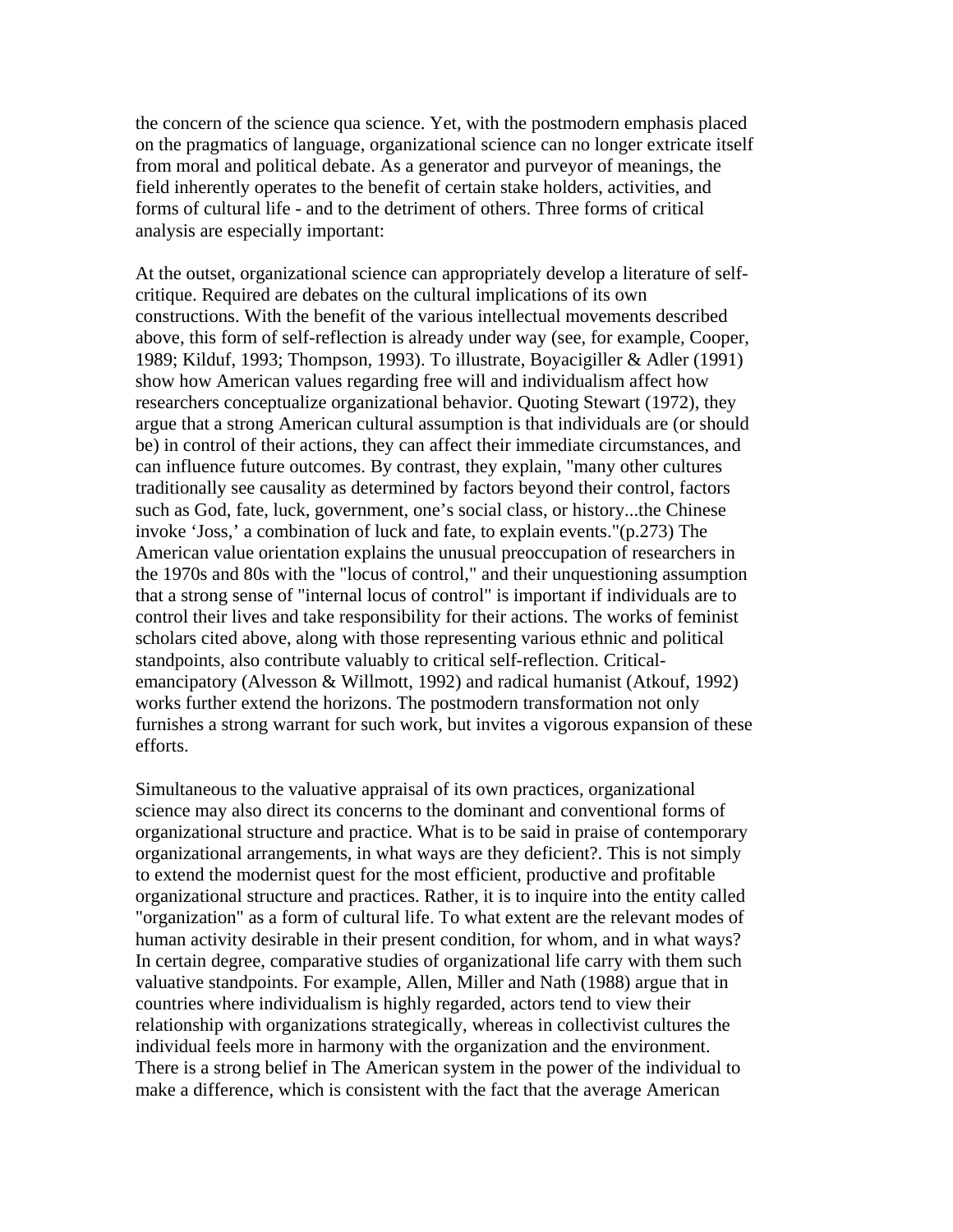the concern of the science qua science. Yet, with the postmodern emphasis placed on the pragmatics of language, organizational science can no longer extricate itself from moral and political debate. As a generator and purveyor of meanings, the field inherently operates to the benefit of certain stake holders, activities, and forms of cultural life - and to the detriment of others. Three forms of critical analysis are especially important:

At the outset, organizational science can appropriately develop a literature of self-critique. Required are debates on the cultural implications of its own constructions. With the benefit of the various intellectual movements described above, this form of self-reflection is already under way (see, for example, Cooper, 1989; Kilduf, 1993; Thompson, 1993). To illustrate, Boyacigiller & Adler (1991) show how American values regarding free will and individualism affect how researchers conceptualize organizational behavior. Quoting Stewart (1972), they argue that a strong American cultural assumption is that individuals are (or should be) in control of their actions, they can affect their immediate circumstances, and can influence future outcomes. By contrast, they explain, "many other cultures traditionally see causality as determined by factors beyond their control, factors such as God, fate, luck, government, one's social class, or history...the Chinese invoke 'Joss,' a combination of luck and fate, to explain events."(p.273) The American value orientation explains the unusual preoccupation of researchers in the 1970s and 80s with the "locus of control," and their unquestioning assumption that a strong sense of "internal locus of control" is important if individuals are to control their lives and take responsibility for their actions. The works of feminist scholars cited above, along with those representing various ethnic and political standpoints, also contribute valuably to critical self-reflection. Critical-emancipatory (Alvesson & Willmott, 1992) and radical humanist (Atkouf, 1992) works further extend the horizons. The postmodern transformation not only furnishes a strong warrant for such work, but invites a vigorous expansion of these efforts.

Simultaneous to the valuative appraisal of its own practices, organizational science may also direct its concerns to the dominant and conventional forms of organizational structure and practice. What is to be said in praise of contemporary organizational arrangements, in what ways are they deficient?. This is not simply to extend the modernist quest for the most efficient, productive and profitable organizational structure and practices. Rather, it is to inquire into the entity called "organization" as a form of cultural life. To what extent are the relevant modes of human activity desirable in their present condition, for whom, and in what ways? In certain degree, comparative studies of organizational life carry with them such valuative standpoints. For example, Allen, Miller and Nath (1988) argue that in countries where individualism is highly regarded, actors tend to view their relationship with organizations strategically, whereas in collectivist cultures the individual feels more in harmony with the organization and the environment. There is a strong belief in The American system in the power of the individual to make a difference, which is consistent with the fact that the average American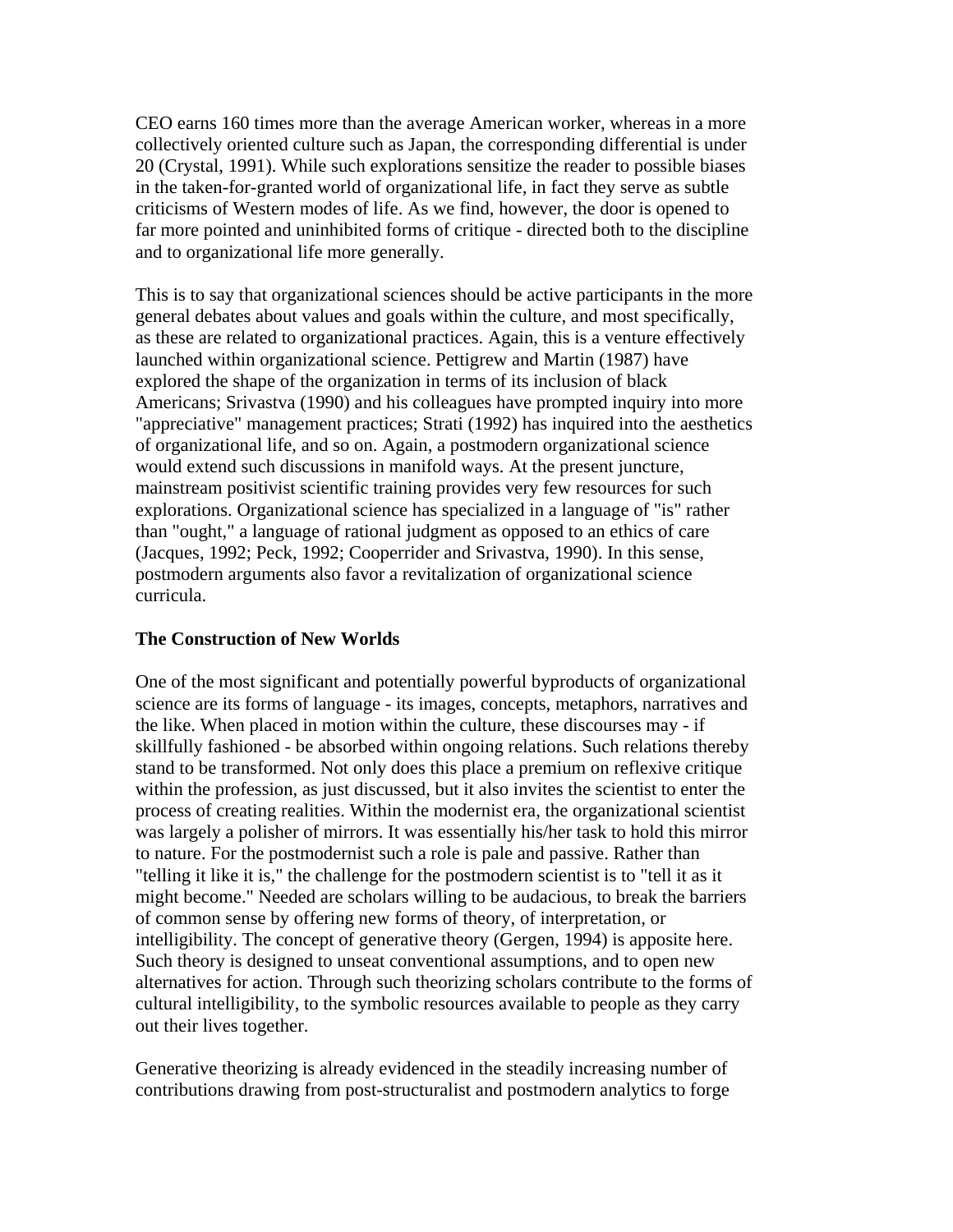CEO earns 160 times more than the average American worker, whereas in a more collectively oriented culture such as Japan, the corresponding differential is under 20 (Crystal, 1991). While such explorations sensitize the reader to possible biases in the taken-for-granted world of organizational life, in fact they serve as subtle criticisms of Western modes of life. As we find, however, the door is opened to far more pointed and uninhibited forms of critique - directed both to the discipline and to organizational life more generally.

This is to say that organizational sciences should be active participants in the more general debates about values and goals within the culture, and most specifically, as these are related to organizational practices. Again, this is a venture effectively launched within organizational science. Pettigrew and Martin (1987) have explored the shape of the organization in terms of its inclusion of black Americans; Srivastva (1990) and his colleagues have prompted inquiry into more "appreciative" management practices; Strati (1992) has inquired into the aesthetics of organizational life, and so on. Again, a postmodern organizational science would extend such discussions in manifold ways. At the present juncture, mainstream positivist scientific training provides very few resources for such explorations. Organizational science has specialized in a language of "is" rather than "ought," a language of rational judgment as opposed to an ethics of care (Jacques, 1992; Peck, 1992; Cooperrider and Srivastva, 1990). In this sense, postmodern arguments also favor a revitalization of organizational science curricula.

**The Construction of New Worlds**

One of the most significant and potentially powerful byproducts of organizational science are its forms of language - its images, concepts, metaphors, narratives and the like. When placed in motion within the culture, these discourses may - if skillfully fashioned - be absorbed within ongoing relations. Such relations thereby stand to be transformed. Not only does this place a premium on reflexive critique within the profession, as just discussed, but it also invites the scientist to enter the process of creating realities. Within the modernist era, the organizational scientist was largely a polisher of mirrors. It was essentially his/her task to hold this mirror to nature. For the postmodernist such a role is pale and passive. Rather than "telling it like it is," the challenge for the postmodern scientist is to "tell it as it might become." Needed are scholars willing to be audacious, to break the barriers of common sense by offering new forms of theory, of interpretation, or intelligibility. The concept of generative theory (Gergen, 1994) is apposite here. Such theory is designed to unseat conventional assumptions, and to open new alternatives for action. Through such theorizing scholars contribute to the forms of cultural intelligibility, to the symbolic resources available to people as they carry out their lives together.

Generative theorizing is already evidenced in the steadily increasing number of contributions drawing from post-structuralist and postmodern analytics to forge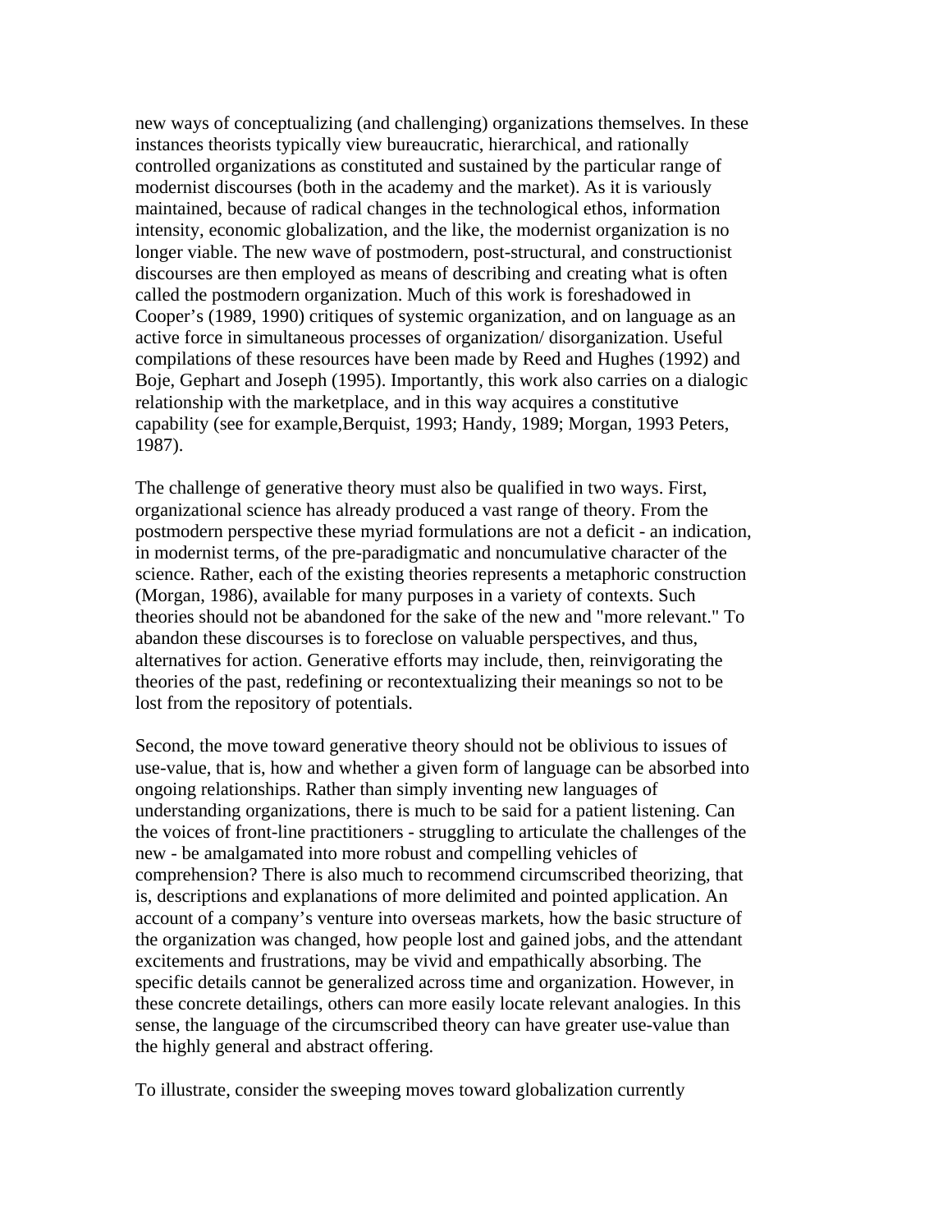new ways of conceptualizing (and challenging) organizations themselves. In these instances theorists typically view bureaucratic, hierarchical, and rationally controlled organizations as constituted and sustained by the particular range of modernist discourses (both in the academy and the market). As it is variously maintained, because of radical changes in the technological ethos, information intensity, economic globalization, and the like, the modernist organization is no longer viable. The new wave of postmodern, post-structural, and constructionist discourses are then employed as means of describing and creating what is often called the postmodern organization. Much of this work is foreshadowed in Cooper's (1989, 1990) critiques of systemic organization, and on language as an active force in simultaneous processes of organization/ disorganization. Useful compilations of these resources have been made by Reed and Hughes (1992) and Boje, Gephart and Joseph (1995). Importantly, this work also carries on a dialogic relationship with the marketplace, and in this way acquires a constitutive capability (see for example,Berquist, 1993; Handy, 1989; Morgan, 1993 Peters, 1987).

The challenge of generative theory must also be qualified in two ways. First, organizational science has already produced a vast range of theory. From the postmodern perspective these myriad formulations are not a deficit - an indication, in modernist terms, of the pre-paradigmatic and noncumulative character of the science. Rather, each of the existing theories represents a metaphoric construction (Morgan, 1986), available for many purposes in a variety of contexts. Such theories should not be abandoned for the sake of the new and "more relevant." To abandon these discourses is to foreclose on valuable perspectives, and thus, alternatives for action. Generative efforts may include, then, reinvigorating the theories of the past, redefining or recontextualizing their meanings so not to be lost from the repository of potentials.

Second, the move toward generative theory should not be oblivious to issues of use-value, that is, how and whether a given form of language can be absorbed into ongoing relationships. Rather than simply inventing new languages of understanding organizations, there is much to be said for a patient listening. Can the voices of front-line practitioners - struggling to articulate the challenges of the new - be amalgamated into more robust and compelling vehicles of comprehension? There is also much to recommend circumscribed theorizing, that is, descriptions and explanations of more delimited and pointed application. An account of a company's venture into overseas markets, how the basic structure of the organization was changed, how people lost and gained jobs, and the attendant excitements and frustrations, may be vivid and empathically absorbing. The specific details cannot be generalized across time and organization. However, in these concrete detailings, others can more easily locate relevant analogies. In this sense, the language of the circumscribed theory can have greater use-value than the highly general and abstract offering.

To illustrate, consider the sweeping moves toward globalization currently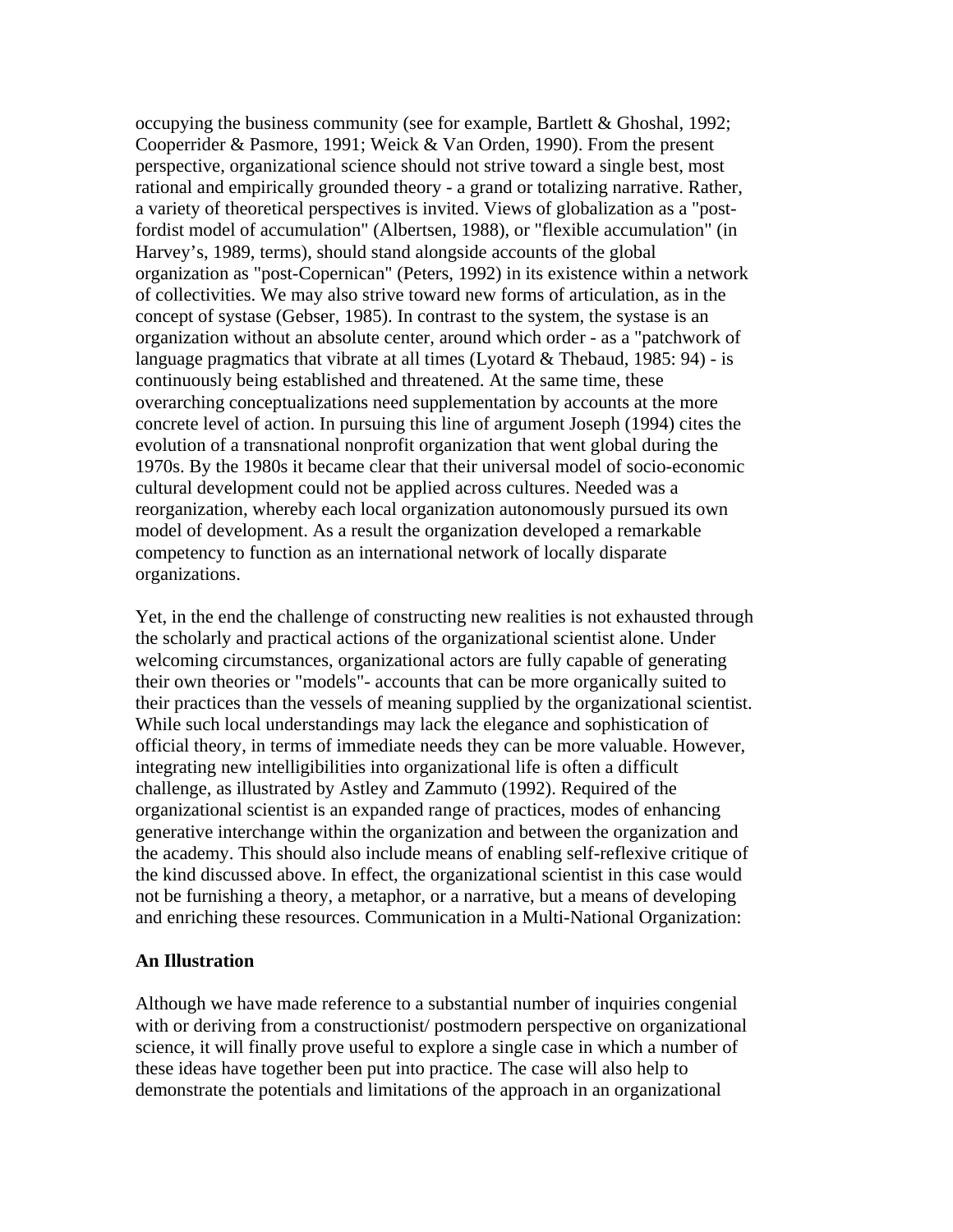occupying the business community (see for example, Bartlett & Ghoshal, 1992; Cooperrider & Pasmore, 1991; Weick & Van Orden, 1990). From the present perspective, organizational science should not strive toward a single best, most rational and empirically grounded theory - a grand or totalizing narrative. Rather, a variety of theoretical perspectives is invited. Views of globalization as a "post-fordist model of accumulation" (Albertsen, 1988), or "flexible accumulation" (in Harvey's, 1989, terms), should stand alongside accounts of the global organization as "post-Copernican" (Peters, 1992) in its existence within a network of collectivities. We may also strive toward new forms of articulation, as in the concept of systase (Gebser, 1985). In contrast to the system, the systase is an organization without an absolute center, around which order - as a "patchwork of language pragmatics that vibrate at all times (Lyotard & Thebaud, 1985: 94) - is continuously being established and threatened. At the same time, these overarching conceptualizations need supplementation by accounts at the more concrete level of action. In pursuing this line of argument Joseph (1994) cites the evolution of a transnational nonprofit organization that went global during the 1970s. By the 1980s it became clear that their universal model of socio-economic cultural development could not be applied across cultures. Needed was a reorganization, whereby each local organization autonomously pursued its own model of development. As a result the organization developed a remarkable competency to function as an international network of locally disparate organizations.

Yet, in the end the challenge of constructing new realities is not exhausted through the scholarly and practical actions of the organizational scientist alone. Under welcoming circumstances, organizational actors are fully capable of generating their own theories or "models"- accounts that can be more organically suited to their practices than the vessels of meaning supplied by the organizational scientist. While such local understandings may lack the elegance and sophistication of official theory, in terms of immediate needs they can be more valuable. However, integrating new intelligibilities into organizational life is often a difficult challenge, as illustrated by Astley and Zammuto (1992). Required of the organizational scientist is an expanded range of practices, modes of enhancing generative interchange within the organization and between the organization and the academy. This should also include means of enabling self-reflexive critique of the kind discussed above. In effect, the organizational scientist in this case would not be furnishing a theory, a metaphor, or a narrative, but a means of developing and enriching these resources. Communication in a Multi-National Organization:

**An Illustration**

Although we have made reference to a substantial number of inquiries congenial with or deriving from a constructionist/ postmodern perspective on organizational science, it will finally prove useful to explore a single case in which a number of these ideas have together been put into practice. The case will also help to demonstrate the potentials and limitations of the approach in an organizational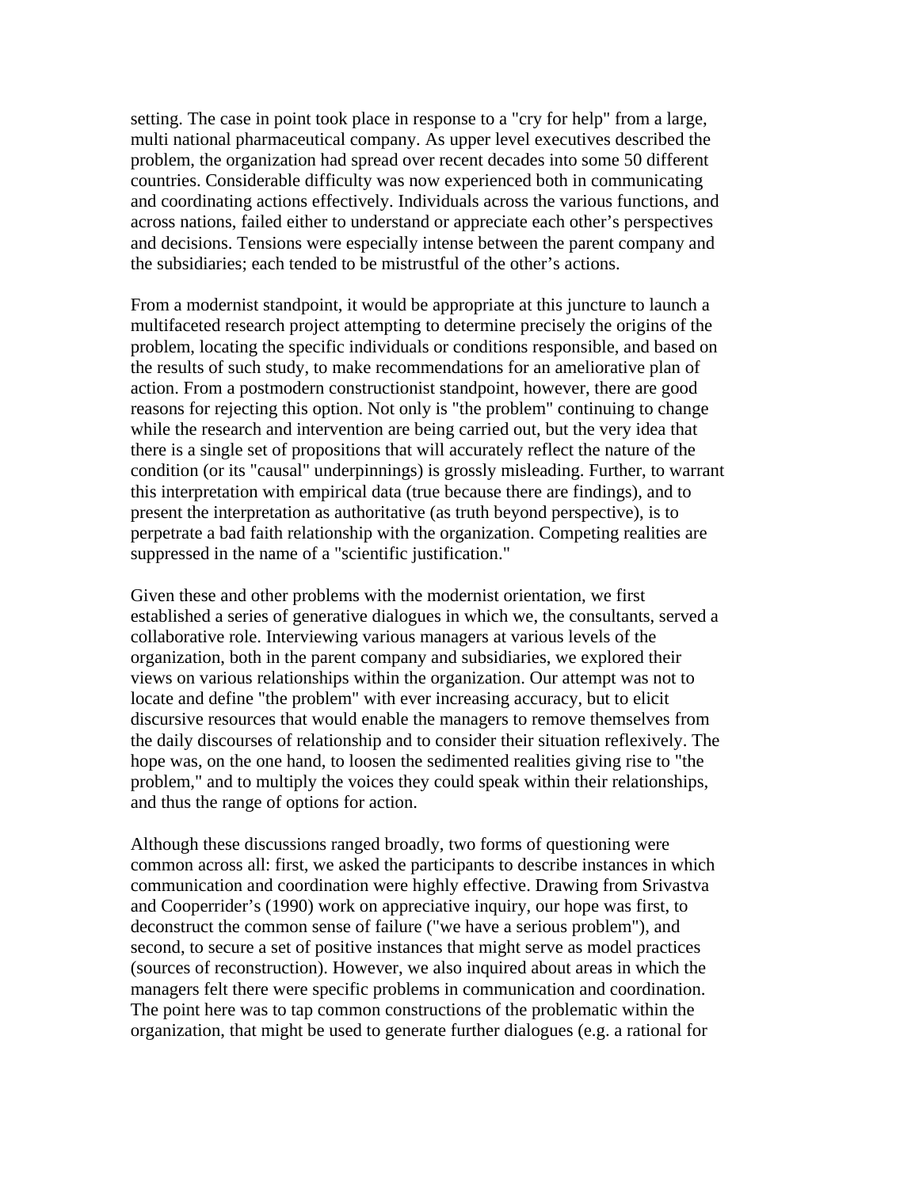setting. The case in point took place in response to a "cry for help" from a large, multi national pharmaceutical company. As upper level executives described the problem, the organization had spread over recent decades into some 50 different countries. Considerable difficulty was now experienced both in communicating and coordinating actions effectively. Individuals across the various functions, and across nations, failed either to understand or appreciate each other's perspectives and decisions. Tensions were especially intense between the parent company and the subsidiaries; each tended to be mistrustful of the other's actions.

From a modernist standpoint, it would be appropriate at this juncture to launch a multifaceted research project attempting to determine precisely the origins of the problem, locating the specific individuals or conditions responsible, and based on the results of such study, to make recommendations for an ameliorative plan of action. From a postmodern constructionist standpoint, however, there are good reasons for rejecting this option. Not only is "the problem" continuing to change while the research and intervention are being carried out, but the very idea that there is a single set of propositions that will accurately reflect the nature of the condition (or its "causal" underpinnings) is grossly misleading. Further, to warrant this interpretation with empirical data (true because there are findings), and to present the interpretation as authoritative (as truth beyond perspective), is to perpetrate a bad faith relationship with the organization. Competing realities are suppressed in the name of a "scientific justification."

Given these and other problems with the modernist orientation, we first established a series of generative dialogues in which we, the consultants, served a collaborative role. Interviewing various managers at various levels of the organization, both in the parent company and subsidiaries, we explored their views on various relationships within the organization. Our attempt was not to locate and define "the problem" with ever increasing accuracy, but to elicit discursive resources that would enable the managers to remove themselves from the daily discourses of relationship and to consider their situation reflexively. The hope was, on the one hand, to loosen the sedimented realities giving rise to "the problem," and to multiply the voices they could speak within their relationships, and thus the range of options for action.

Although these discussions ranged broadly, two forms of questioning were common across all: first, we asked the participants to describe instances in which communication and coordination were highly effective. Drawing from Srivastva and Cooperrider's (1990) work on appreciative inquiry, our hope was first, to deconstruct the common sense of failure ("we have a serious problem"), and second, to secure a set of positive instances that might serve as model practices (sources of reconstruction). However, we also inquired about areas in which the managers felt there were specific problems in communication and coordination. The point here was to tap common constructions of the problematic within the organization, that might be used to generate further dialogues (e.g. a rational for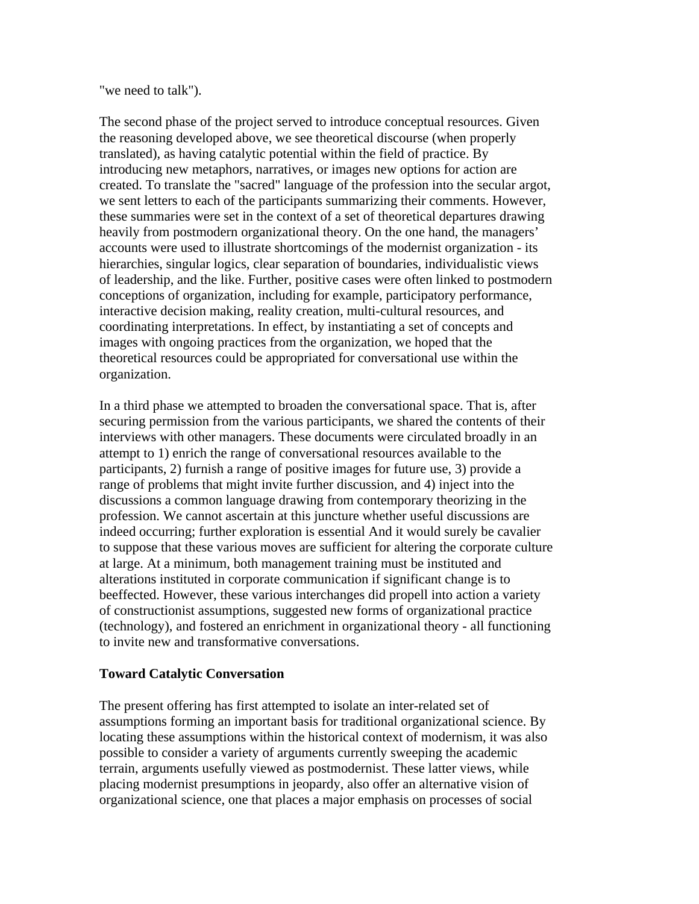"we need to talk").

The second phase of the project served to introduce conceptual resources. Given the reasoning developed above, we see theoretical discourse (when properly translated), as having catalytic potential within the field of practice. By introducing new metaphors, narratives, or images new options for action are created. To translate the "sacred" language of the profession into the secular argot, we sent letters to each of the participants summarizing their comments. However, these summaries were set in the context of a set of theoretical departures drawing heavily from postmodern organizational theory. On the one hand, the managers' accounts were used to illustrate shortcomings of the modernist organization - its hierarchies, singular logics, clear separation of boundaries, individualistic views of leadership, and the like. Further, positive cases were often linked to postmodern conceptions of organization, including for example, participatory performance, interactive decision making, reality creation, multi-cultural resources, and coordinating interpretations. In effect, by instantiating a set of concepts and images with ongoing practices from the organization, we hoped that the theoretical resources could be appropriated for conversational use within the organization.

In a third phase we attempted to broaden the conversational space. That is, after securing permission from the various participants, we shared the contents of their interviews with other managers. These documents were circulated broadly in an attempt to 1) enrich the range of conversational resources available to the participants, 2) furnish a range of positive images for future use, 3) provide a range of problems that might invite further discussion, and 4) inject into the discussions a common language drawing from contemporary theorizing in the profession. We cannot ascertain at this juncture whether useful discussions are indeed occurring; further exploration is essential And it would surely be cavalier to suppose that these various moves are sufficient for altering the corporate culture at large. At a minimum, both management training must be instituted and alterations instituted in corporate communication if significant change is to beeffected. However, these various interchanges did propell into action a variety of constructionist assumptions, suggested new forms of organizational practice (technology), and fostered an enrichment in organizational theory - all functioning to invite new and transformative conversations.

**Toward Catalytic Conversation**

The present offering has first attempted to isolate an inter-related set of assumptions forming an important basis for traditional organizational science. By locating these assumptions within the historical context of modernism, it was also possible to consider a variety of arguments currently sweeping the academic terrain, arguments usefully viewed as postmodernist. These latter views, while placing modernist presumptions in jeopardy, also offer an alternative vision of organizational science, one that places a major emphasis on processes of social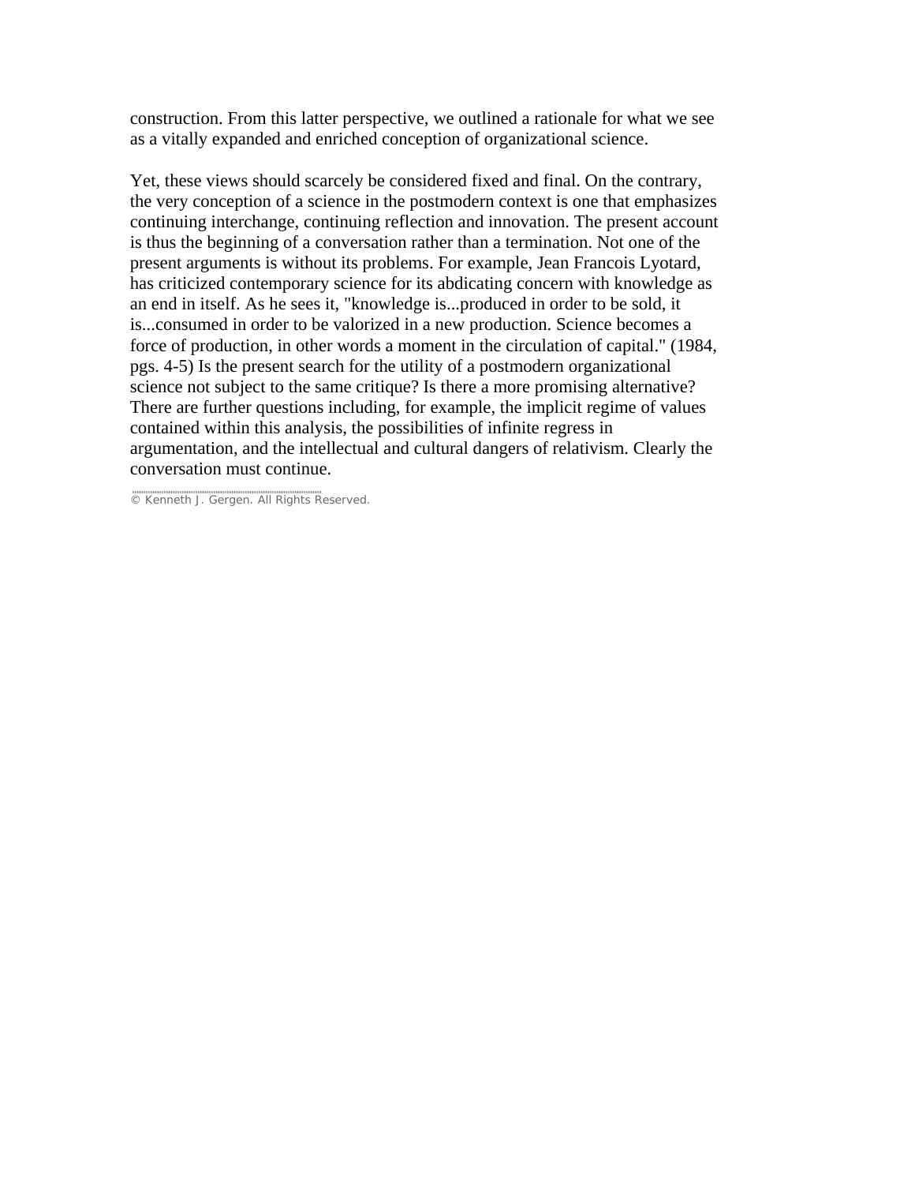construction. From this latter perspective, we outlined a rationale for what we see as a vitally expanded and enriched conception of organizational science.

Yet, these views should scarcely be considered fixed and final. On the contrary, the very conception of a science in the postmodern context is one that emphasizes continuing interchange, continuing reflection and innovation. The present account is thus the beginning of a conversation rather than a termination. Not one of the present arguments is without its problems. For example, Jean Francois Lyotard, has criticized contemporary science for its abdicating concern with knowledge as an end in itself. As he sees it, "knowledge is...produced in order to be sold, it is...consumed in order to be valorized in a new production. Science becomes a force of production, in other words a moment in the circulation of capital." (1984, pgs. 4-5) Is the present search for the utility of a postmodern organizational science not subject to the same critique? Is there a more promising alternative? There are further questions including, for example, the implicit regime of values contained within this analysis, the possibilities of infinite regress in argumentation, and the intellectual and cultural dangers of relativism. Clearly the conversation must continue.

© Kenneth J. Gergen. All Rights Reserved.